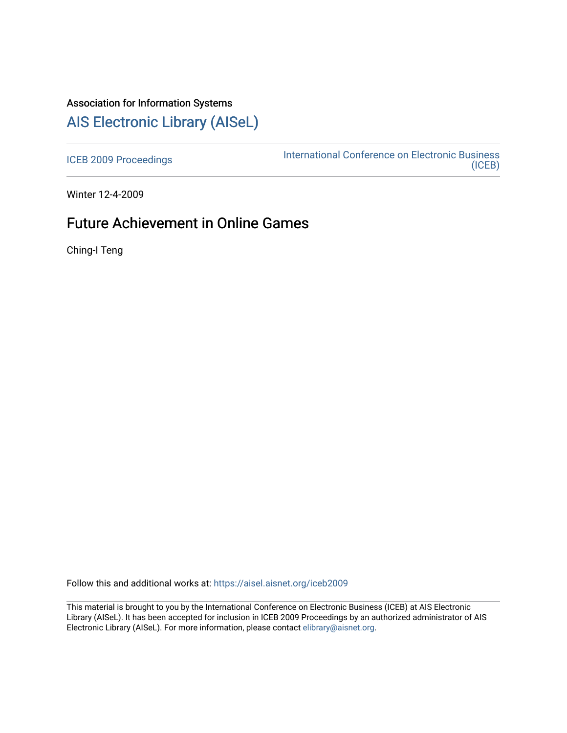Association for Information Systems

# AIS Electronic Library (AISeL)

ICEB 2009 Proceedings

International Conference on Electronic Business (ICEB)

Winter 12-4-2009

## Future Achievement in Online Games

Ching-I Teng

Follow this and additional works at: https://aisel.aisnet.org/iceb2009

This material is brought to you by the International Conference on Electronic Business (ICEB) at AIS Electronic Library (AISeL). It has been accepted for inclusion in ICEB 2009 Proceedings by an authorized administrator of AIS Electronic Library (AISeL). For more information, please contact elibrary@aisnet.org.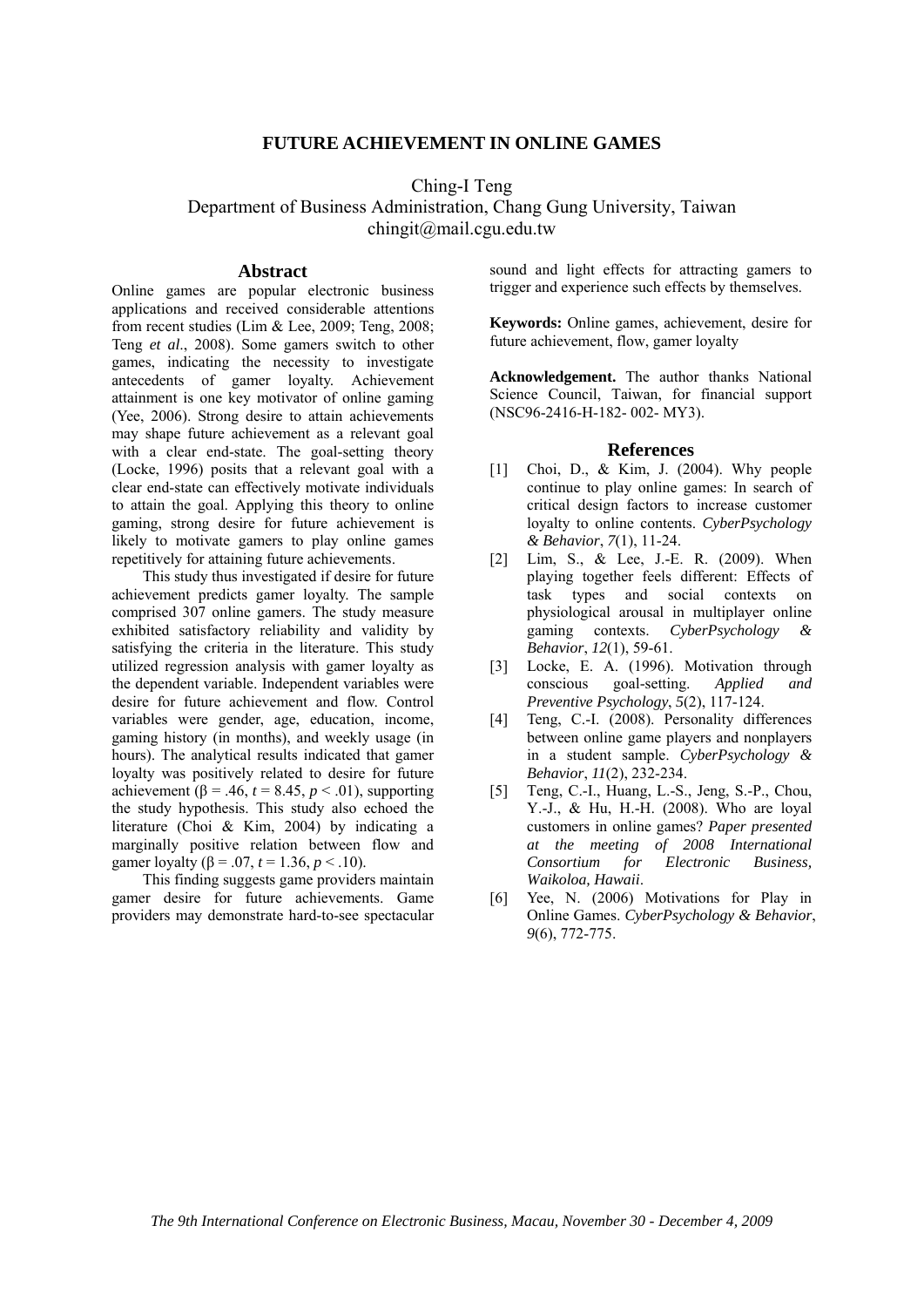# FUTURE ACHIEVEMENT IN ONLINE GAMES

Ching-I Teng
Department of Business Administration, Chang Gung University, Taiwan
chingit@mail.cgu.edu.tw

## Abstract

Online games are popular electronic business applications and received considerable attentions from recent studies (Lim & Lee, 2009; Teng, 2008; Teng *et al*., 2008). Some gamers switch to other games, indicating the necessity to investigate antecedents of gamer loyalty. Achievement attainment is one key motivator of online gaming (Yee, 2006). Strong desire to attain achievements may shape future achievement as a relevant goal with a clear end-state. The goal-setting theory (Locke, 1996) posits that a relevant goal with a clear end-state can effectively motivate individuals to attain the goal. Applying this theory to online gaming, strong desire for future achievement is likely to motivate gamers to play online games repetitively for attaining future achievements.

This study thus investigated if desire for future achievement predicts gamer loyalty. The sample comprised 307 online gamers. The study measure exhibited satisfactory reliability and validity by satisfying the criteria in the literature. This study utilized regression analysis with gamer loyalty as the dependent variable. Independent variables were desire for future achievement and flow. Control variables were gender, age, education, income, gaming history (in months), and weekly usage (in hours). The analytical results indicated that gamer loyalty was positively related to desire for future achievement ($\beta = .46$, $t = 8.45$, $p < .01$), supporting the study hypothesis. This study also echoed the literature (Choi & Kim, 2004) by indicating a marginally positive relation between flow and gamer loyalty ($\beta = .07$, $t = 1.36$, $p < .10$).

This finding suggests game providers maintain gamer desire for future achievements. Game providers may demonstrate hard-to-see spectacular sound and light effects for attracting gamers to trigger and experience such effects by themselves.

**Keywords:** Online games, achievement, desire for future achievement, flow, gamer loyalty

**Acknowledgement.** The author thanks National Science Council, Taiwan, for financial support (NSC96-2416-H-182- 002- MY3).

## References

[1] Choi, D., & Kim, J. (2004). Why people continue to play online games: In search of critical design factors to increase customer loyalty to online contents. *CyberPsychology & Behavior*, *7*(1), 11-24.

[2] Lim, S., & Lee, J.-E. R. (2009). When playing together feels different: Effects of task types and social contexts on physiological arousal in multiplayer online gaming contexts. *CyberPsychology & Behavior*, *12*(1), 59-61.

[3] Locke, E. A. (1996). Motivation through conscious goal-setting. *Applied and Preventive Psychology*, *5*(2), 117-124.

[4] Teng, C.-I. (2008). Personality differences between online game players and nonplayers in a student sample. *CyberPsychology & Behavior*, *11*(2), 232-234.

[5] Teng, C.-I., Huang, L.-S., Jeng, S.-P., Chou, Y.-J., & Hu, H.-H. (2008). Who are loyal customers in online games? *Paper presented at the meeting of 2008 International Consortium for Electronic Business, Waikoloa, Hawaii*.

[6] Yee, N. (2006) Motivations for Play in Online Games. *CyberPsychology & Behavior*, *9*(6), 772-775.